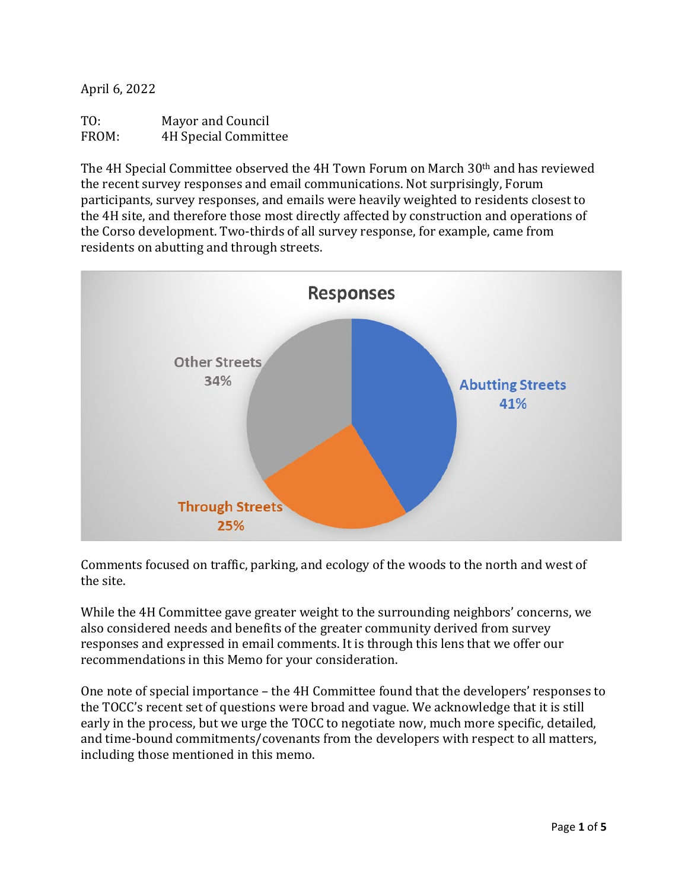April 6, 2022

TO: Mayor and Council
FROM: 4H Special Committee

The 4H Special Committee observed the 4H Town Forum on March 30th and has reviewed the recent survey responses and email communications. Not surprisingly, Forum participants, survey responses, and emails were heavily weighted to residents closest to the 4H site, and therefore those most directly affected by construction and operations of the Corso development. Two-thirds of all survey response, for example, came from residents on abutting and through streets.

**Responses**

- Abutting Streets 41%
- Through Streets 25%
- Other Streets 34%

Comments focused on traffic, parking, and ecology of the woods to the north and west of the site.

While the 4H Committee gave greater weight to the surrounding neighbors' concerns, we also considered needs and benefits of the greater community derived from survey responses and expressed in email comments. It is through this lens that we offer our recommendations in this Memo for your consideration.

One note of special importance – the 4H Committee found that the developers' responses to the TOCC's recent set of questions were broad and vague. We acknowledge that it is still early in the process, but we urge the TOCC to negotiate now, much more specific, detailed, and time-bound commitments/covenants from the developers with respect to all matters, including those mentioned in this memo.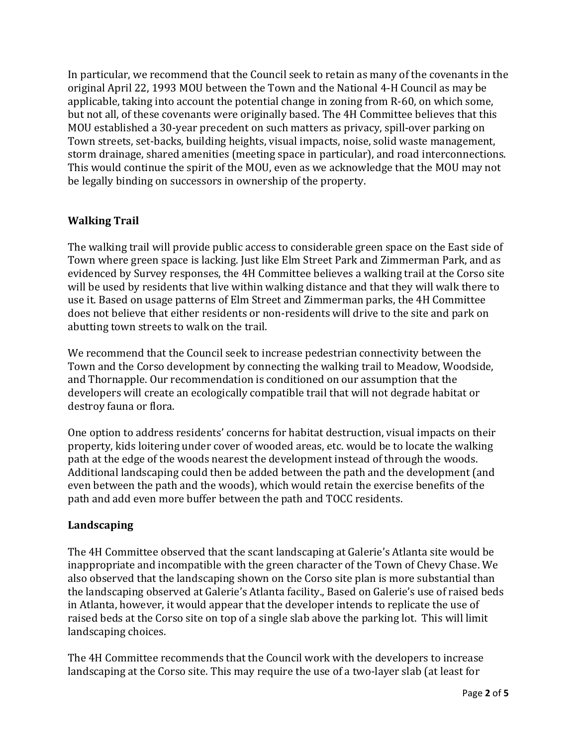In particular, we recommend that the Council seek to retain as many of the covenants in the original April 22, 1993 MOU between the Town and the National 4-H Council as may be applicable, taking into account the potential change in zoning from R-60, on which some, but not all, of these covenants were originally based. The 4H Committee believes that this MOU established a 30-year precedent on such matters as privacy, spill-over parking on Town streets, set-backs, building heights, visual impacts, noise, solid waste management, storm drainage, shared amenities (meeting space in particular), and road interconnections. This would continue the spirit of the MOU, even as we acknowledge that the MOU may not be legally binding on successors in ownership of the property.

## Walking Trail

The walking trail will provide public access to considerable green space on the East side of Town where green space is lacking. Just like Elm Street Park and Zimmerman Park, and as evidenced by Survey responses, the 4H Committee believes a walking trail at the Corso site will be used by residents that live within walking distance and that they will walk there to use it. Based on usage patterns of Elm Street and Zimmerman parks, the 4H Committee does not believe that either residents or non-residents will drive to the site and park on abutting town streets to walk on the trail.

We recommend that the Council seek to increase pedestrian connectivity between the Town and the Corso development by connecting the walking trail to Meadow, Woodside, and Thornapple. Our recommendation is conditioned on our assumption that the developers will create an ecologically compatible trail that will not degrade habitat or destroy fauna or flora.

One option to address residents' concerns for habitat destruction, visual impacts on their property, kids loitering under cover of wooded areas, etc. would be to locate the walking path at the edge of the woods nearest the development instead of through the woods. Additional landscaping could then be added between the path and the development (and even between the path and the woods), which would retain the exercise benefits of the path and add even more buffer between the path and TOCC residents.

## Landscaping

The 4H Committee observed that the scant landscaping at Galerie's Atlanta site would be inappropriate and incompatible with the green character of the Town of Chevy Chase. We also observed that the landscaping shown on the Corso site plan is more substantial than the landscaping observed at Galerie's Atlanta facility., Based on Galerie's use of raised beds in Atlanta, however, it would appear that the developer intends to replicate the use of raised beds at the Corso site on top of a single slab above the parking lot. This will limit landscaping choices.

The 4H Committee recommends that the Council work with the developers to increase landscaping at the Corso site. This may require the use of a two-layer slab (at least for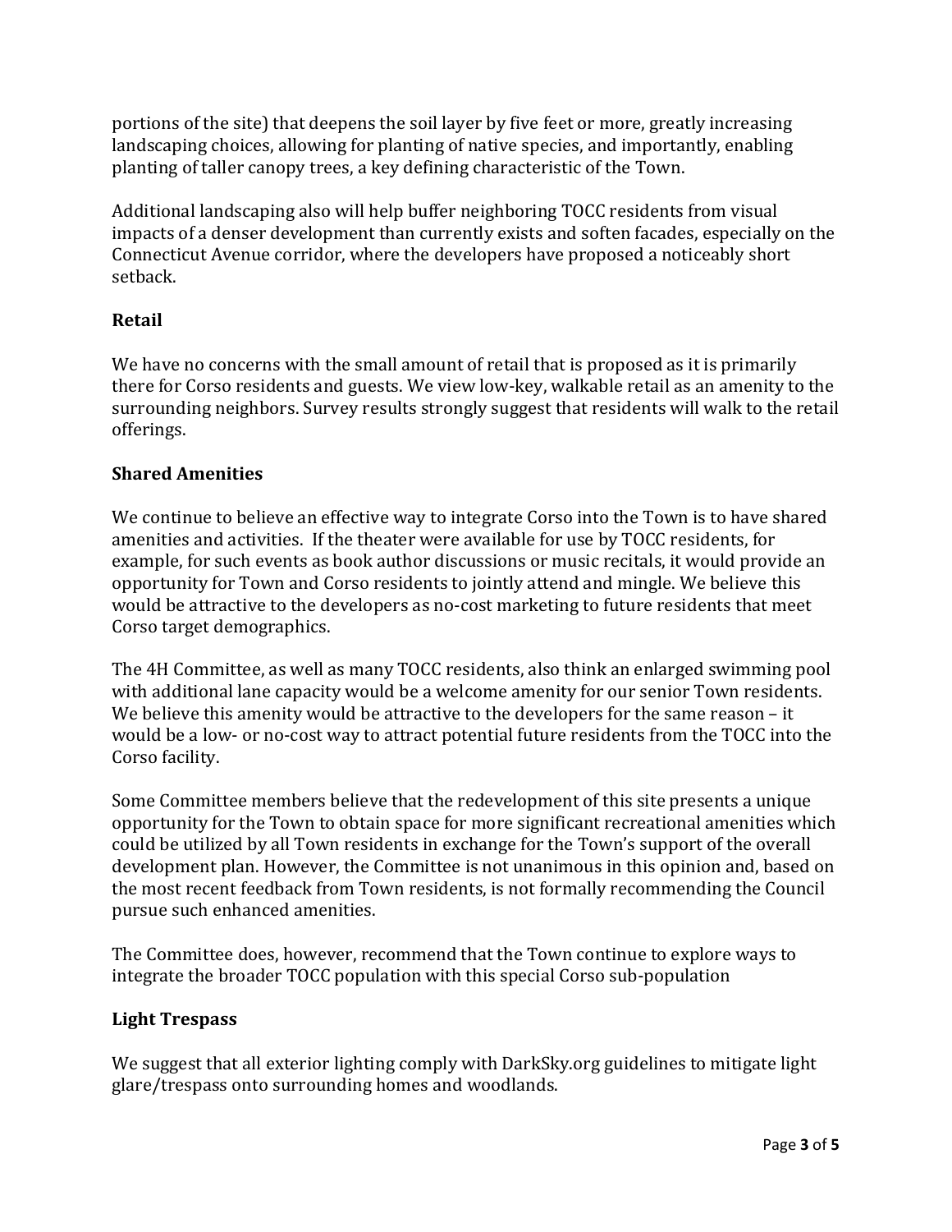portions of the site) that deepens the soil layer by five feet or more, greatly increasing landscaping choices, allowing for planting of native species, and importantly, enabling planting of taller canopy trees, a key defining characteristic of the Town.

Additional landscaping also will help buffer neighboring TOCC residents from visual impacts of a denser development than currently exists and soften facades, especially on the Connecticut Avenue corridor, where the developers have proposed a noticeably short setback.

### Retail

We have no concerns with the small amount of retail that is proposed as it is primarily there for Corso residents and guests. We view low-key, walkable retail as an amenity to the surrounding neighbors. Survey results strongly suggest that residents will walk to the retail offerings.

### Shared Amenities

We continue to believe an effective way to integrate Corso into the Town is to have shared amenities and activities. If the theater were available for use by TOCC residents, for example, for such events as book author discussions or music recitals, it would provide an opportunity for Town and Corso residents to jointly attend and mingle. We believe this would be attractive to the developers as no-cost marketing to future residents that meet Corso target demographics.

The 4H Committee, as well as many TOCC residents, also think an enlarged swimming pool with additional lane capacity would be a welcome amenity for our senior Town residents. We believe this amenity would be attractive to the developers for the same reason – it would be a low- or no-cost way to attract potential future residents from the TOCC into the Corso facility.

Some Committee members believe that the redevelopment of this site presents a unique opportunity for the Town to obtain space for more significant recreational amenities which could be utilized by all Town residents in exchange for the Town's support of the overall development plan. However, the Committee is not unanimous in this opinion and, based on the most recent feedback from Town residents, is not formally recommending the Council pursue such enhanced amenities.

The Committee does, however, recommend that the Town continue to explore ways to integrate the broader TOCC population with this special Corso sub-population

### Light Trespass

We suggest that all exterior lighting comply with DarkSky.org guidelines to mitigate light glare/trespass onto surrounding homes and woodlands.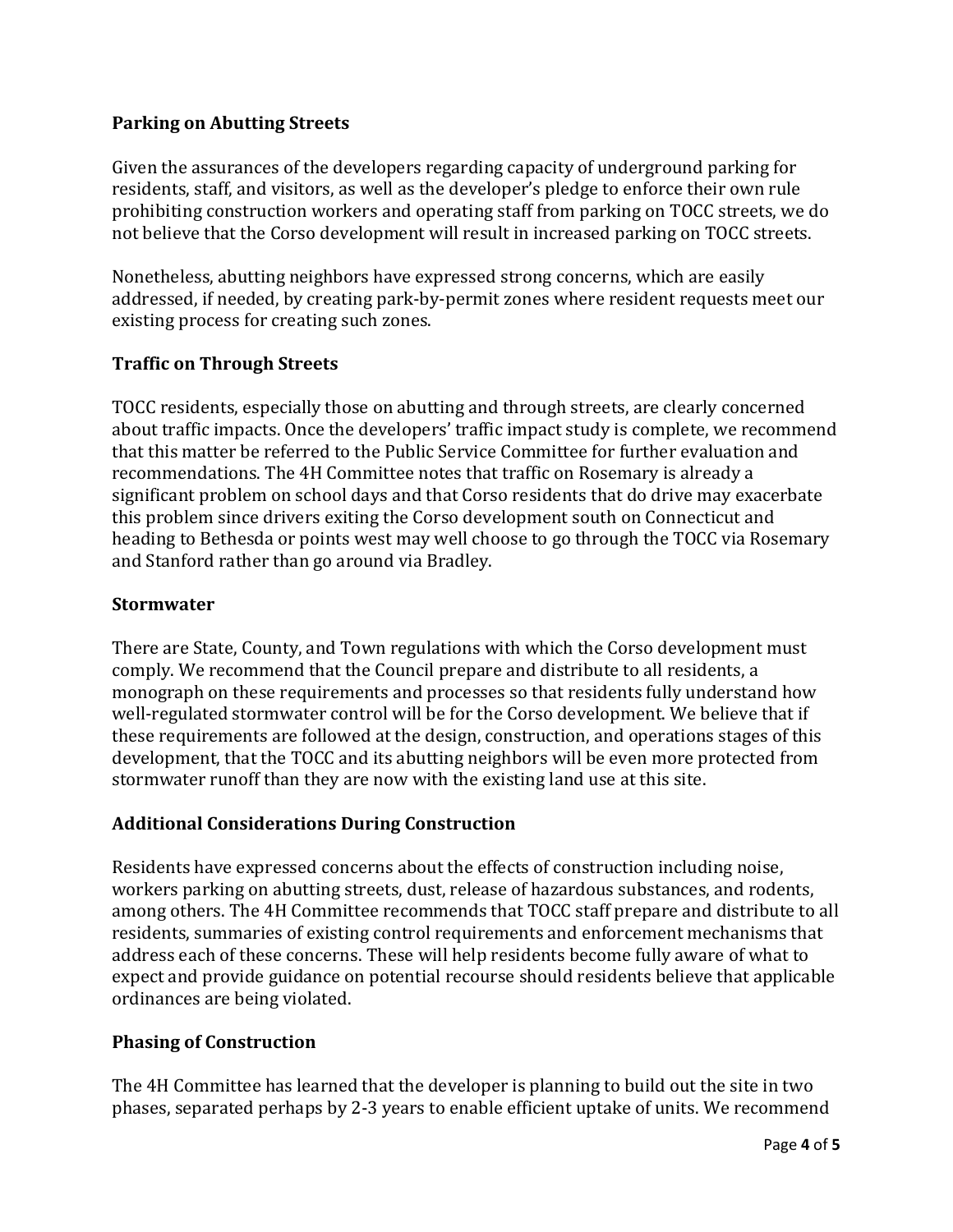**Parking on Abutting Streets**

Given the assurances of the developers regarding capacity of underground parking for residents, staff, and visitors, as well as the developer's pledge to enforce their own rule prohibiting construction workers and operating staff from parking on TOCC streets, we do not believe that the Corso development will result in increased parking on TOCC streets.

Nonetheless, abutting neighbors have expressed strong concerns, which are easily addressed, if needed, by creating park-by-permit zones where resident requests meet our existing process for creating such zones.

**Traffic on Through Streets**

TOCC residents, especially those on abutting and through streets, are clearly concerned about traffic impacts. Once the developers' traffic impact study is complete, we recommend that this matter be referred to the Public Service Committee for further evaluation and recommendations. The 4H Committee notes that traffic on Rosemary is already a significant problem on school days and that Corso residents that do drive may exacerbate this problem since drivers exiting the Corso development south on Connecticut and heading to Bethesda or points west may well choose to go through the TOCC via Rosemary and Stanford rather than go around via Bradley.

**Stormwater**

There are State, County, and Town regulations with which the Corso development must comply. We recommend that the Council prepare and distribute to all residents, a monograph on these requirements and processes so that residents fully understand how well-regulated stormwater control will be for the Corso development. We believe that if these requirements are followed at the design, construction, and operations stages of this development, that the TOCC and its abutting neighbors will be even more protected from stormwater runoff than they are now with the existing land use at this site.

**Additional Considerations During Construction**

Residents have expressed concerns about the effects of construction including noise, workers parking on abutting streets, dust, release of hazardous substances, and rodents, among others. The 4H Committee recommends that TOCC staff prepare and distribute to all residents, summaries of existing control requirements and enforcement mechanisms that address each of these concerns. These will help residents become fully aware of what to expect and provide guidance on potential recourse should residents believe that applicable ordinances are being violated.

**Phasing of Construction**

The 4H Committee has learned that the developer is planning to build out the site in two phases, separated perhaps by 2-3 years to enable efficient uptake of units. We recommend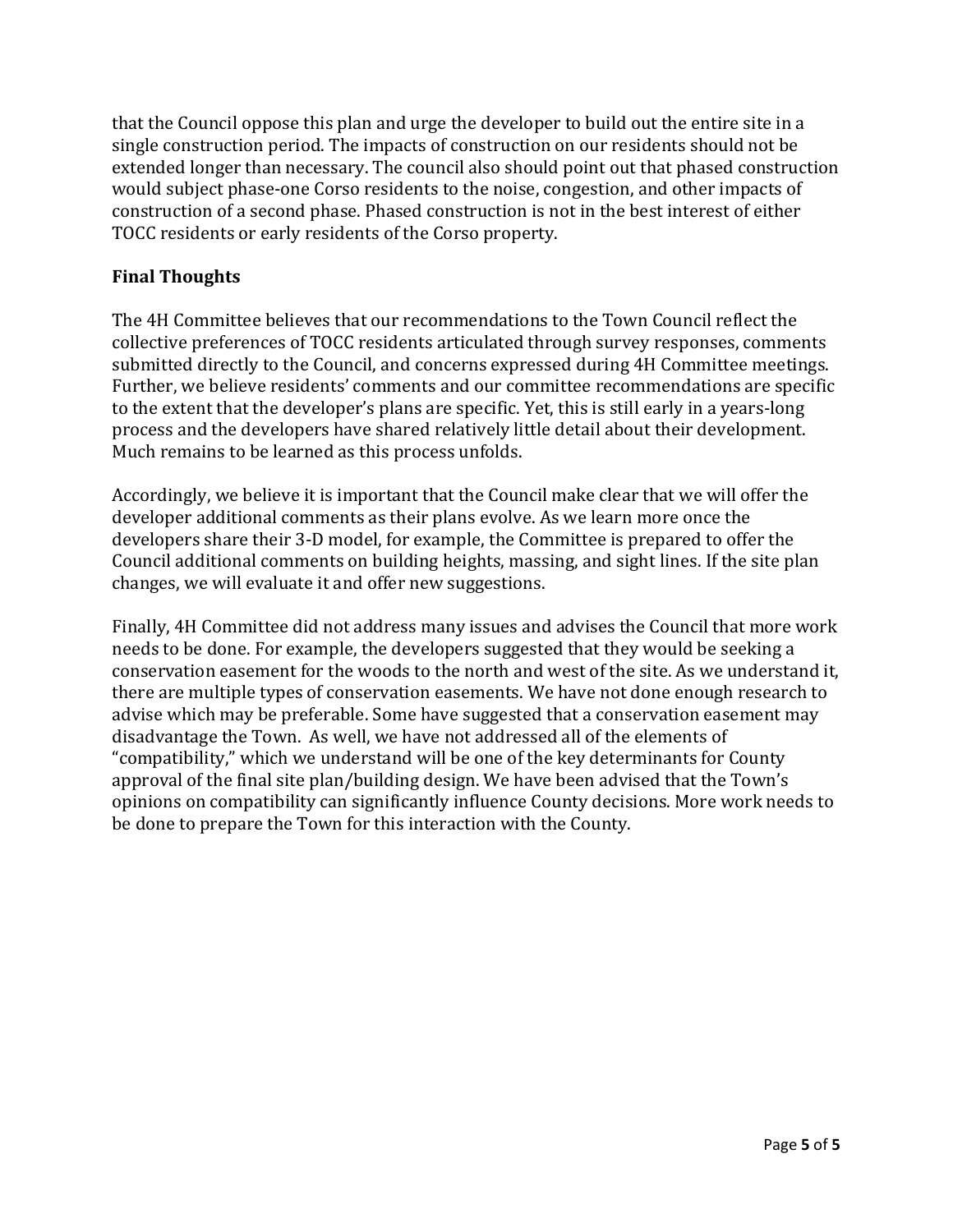that the Council oppose this plan and urge the developer to build out the entire site in a single construction period. The impacts of construction on our residents should not be extended longer than necessary. The council also should point out that phased construction would subject phase-one Corso residents to the noise, congestion, and other impacts of construction of a second phase. Phased construction is not in the best interest of either TOCC residents or early residents of the Corso property.

**Final Thoughts**

The 4H Committee believes that our recommendations to the Town Council reflect the collective preferences of TOCC residents articulated through survey responses, comments submitted directly to the Council, and concerns expressed during 4H Committee meetings. Further, we believe residents' comments and our committee recommendations are specific to the extent that the developer's plans are specific. Yet, this is still early in a years-long process and the developers have shared relatively little detail about their development. Much remains to be learned as this process unfolds.

Accordingly, we believe it is important that the Council make clear that we will offer the developer additional comments as their plans evolve. As we learn more once the developers share their 3-D model, for example, the Committee is prepared to offer the Council additional comments on building heights, massing, and sight lines. If the site plan changes, we will evaluate it and offer new suggestions.

Finally, 4H Committee did not address many issues and advises the Council that more work needs to be done. For example, the developers suggested that they would be seeking a conservation easement for the woods to the north and west of the site. As we understand it, there are multiple types of conservation easements. We have not done enough research to advise which may be preferable. Some have suggested that a conservation easement may disadvantage the Town. As well, we have not addressed all of the elements of "compatibility," which we understand will be one of the key determinants for County approval of the final site plan/building design. We have been advised that the Town's opinions on compatibility can significantly influence County decisions. More work needs to be done to prepare the Town for this interaction with the County.